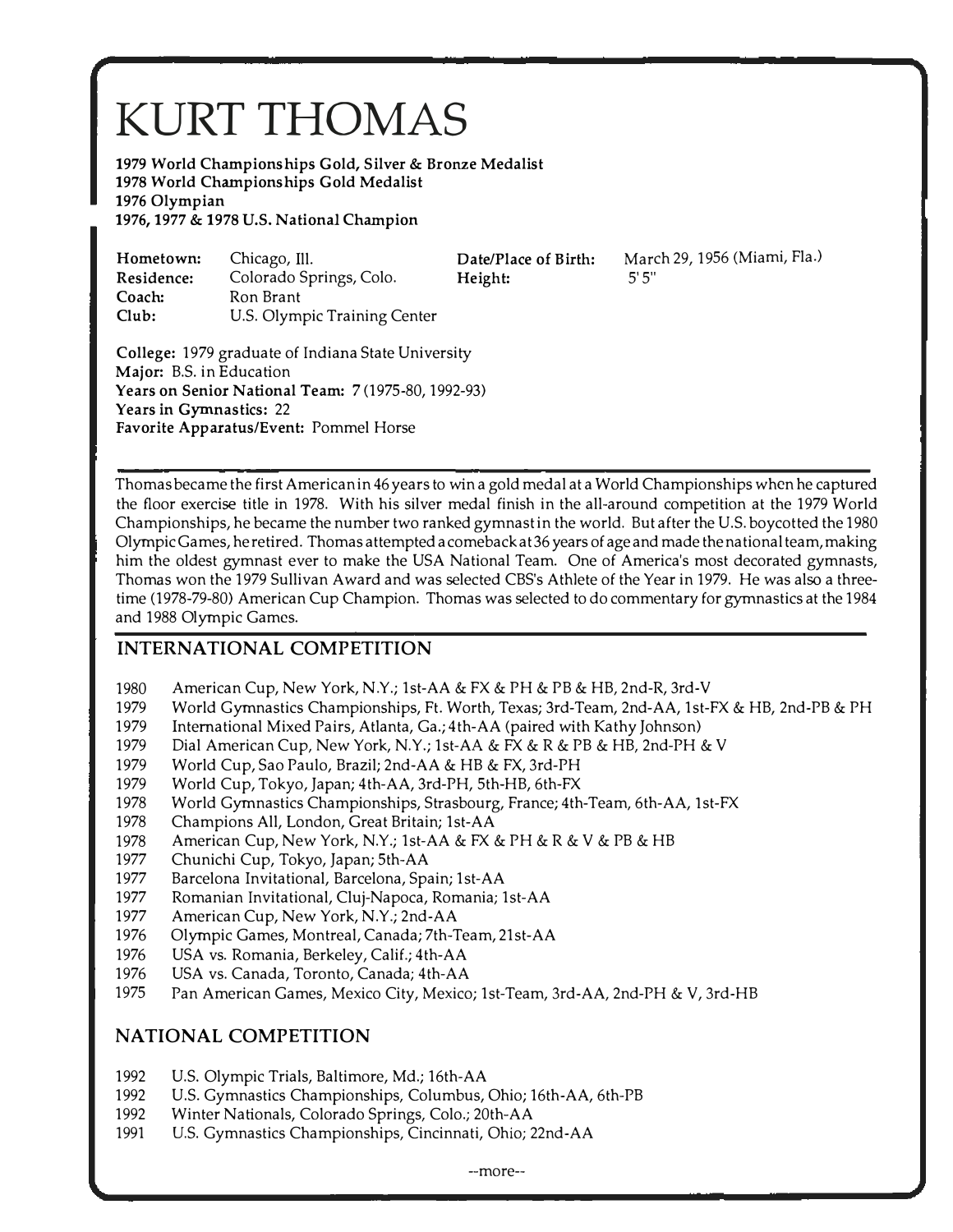# KURT THOMAS

**1979 World Championships Gold, Silver & Bronze Medalist**
**1978 World Championships Gold Medalist**
**1976 Olympian**
**1976, 1977 & 1978 U.S. National Champion**

**Hometown:** Chicago, Ill.
**Residence:** Colorado Springs, Colo.
**Coach:** Ron Brant
**Club:** U.S. Olympic Training Center

**Date/Place of Birth:** March 29, 1956 (Miami, Fla.)
**Height:** 5' 5"

**College:** 1979 graduate of Indiana State University
**Major:** B.S. in Education
**Years on Senior National Team:** 7 (1975-80, 1992-93)
**Years in Gymnastics:** 22
**Favorite Apparatus/Event:** Pommel Horse

---

Thomas became the first American in 46 years to win a gold medal at a World Championships when he captured the floor exercise title in 1978. With his silver medal finish in the all-around competition at the 1979 World Championships, he became the number two ranked gymnast in the world. But after the U.S. boycotted the 1980 Olympic Games, he retired. Thomas attempted a comeback at 36 years of age and made the national team, making him the oldest gymnast ever to make the USA National Team. One of America's most decorated gymnasts, Thomas won the 1979 Sullivan Award and was selected CBS's Athlete of the Year in 1979. He was also a three-time (1978-79-80) American Cup Champion. Thomas was selected to do commentary for gymnastics at the 1984 and 1988 Olympic Games.

---

## INTERNATIONAL COMPETITION

1980 American Cup, New York, N.Y.; 1st-AA & FX & PH & PB & HB, 2nd-R, 3rd-V
1979 World Gymnastics Championships, Ft. Worth, Texas; 3rd-Team, 2nd-AA, 1st-FX & HB, 2nd-PB & PH
1979 International Mixed Pairs, Atlanta, Ga.; 4th-AA (paired with Kathy Johnson)
1979 Dial American Cup, New York, N.Y.; 1st-AA & FX & R & PB & HB, 2nd-PH & V
1979 World Cup, Sao Paulo, Brazil; 2nd-AA & HB & FX, 3rd-PH
1979 World Cup, Tokyo, Japan; 4th-AA, 3rd-PH, 5th-HB, 6th-FX
1978 World Gymnastics Championships, Strasbourg, France; 4th-Team, 6th-AA, 1st-FX
1978 Champions All, London, Great Britain; 1st-AA
1978 American Cup, New York, N.Y.; 1st-AA & FX & PH & R & V & PB & HB
1977 Chunichi Cup, Tokyo, Japan; 5th-AA
1977 Barcelona Invitational, Barcelona, Spain; 1st-AA
1977 Romanian Invitational, Cluj-Napoca, Romania; 1st-AA
1977 American Cup, New York, N.Y.; 2nd-AA
1976 Olympic Games, Montreal, Canada; 7th-Team, 21st-AA
1976 USA vs. Romania, Berkeley, Calif.; 4th-AA
1976 USA vs. Canada, Toronto, Canada; 4th-AA
1975 Pan American Games, Mexico City, Mexico; 1st-Team, 3rd-AA, 2nd-PH & V, 3rd-HB

## NATIONAL COMPETITION

1992 U.S. Olympic Trials, Baltimore, Md.; 16th-AA
1992 U.S. Gymnastics Championships, Columbus, Ohio; 16th-AA, 6th-PB
1992 Winter Nationals, Colorado Springs, Colo.; 20th-AA
1991 U.S. Gymnastics Championships, Cincinnati, Ohio; 22nd-AA

--more--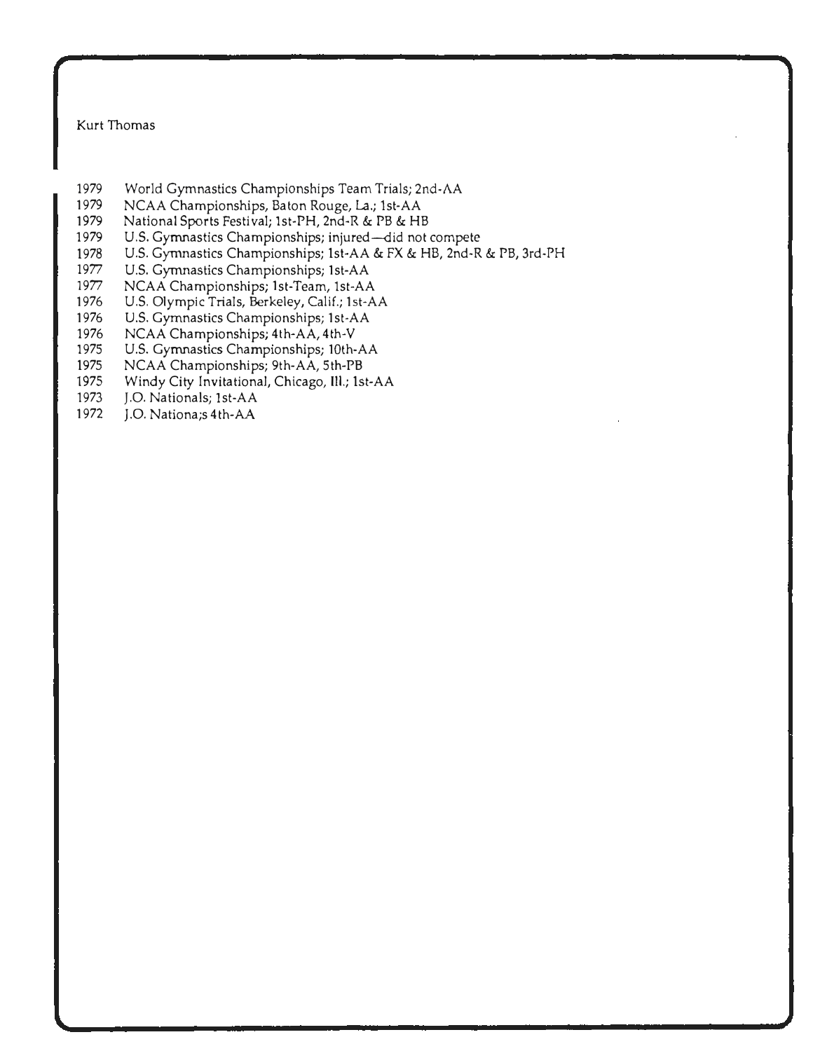Kurt Thomas

| | |
|---|---|
| 1979 | World Gymnastics Championships Team Trials; 2nd-AA |
| 1979 | NCAA Championships, Baton Rouge, La.; 1st-AA |
| 1979 | National Sports Festival; 1st-PH, 2nd-R & PB & HB |
| 1979 | U.S. Gymnastics Championships; injured—did not compete |
| 1978 | U.S. Gymnastics Championships; 1st-AA & FX & HB, 2nd-R & PB, 3rd-PH |
| 1977 | U.S. Gymnastics Championships; 1st-AA |
| 1977 | NCAA Championships; 1st-Team, 1st-AA |
| 1976 | U.S. Olympic Trials, Berkeley, Calif.; 1st-AA |
| 1976 | U.S. Gymnastics Championships; 1st-AA |
| 1976 | NCAA Championships; 4th-AA, 4th-V |
| 1975 | U.S. Gymnastics Championships; 10th-AA |
| 1975 | NCAA Championships; 9th-AA, 5th-PB |
| 1975 | Windy City Invitational, Chicago, Ill.; 1st-AA |
| 1973 | J.O. Nationals; 1st-AA |
| 1972 | J.O. Nationa;s 4th-AA |